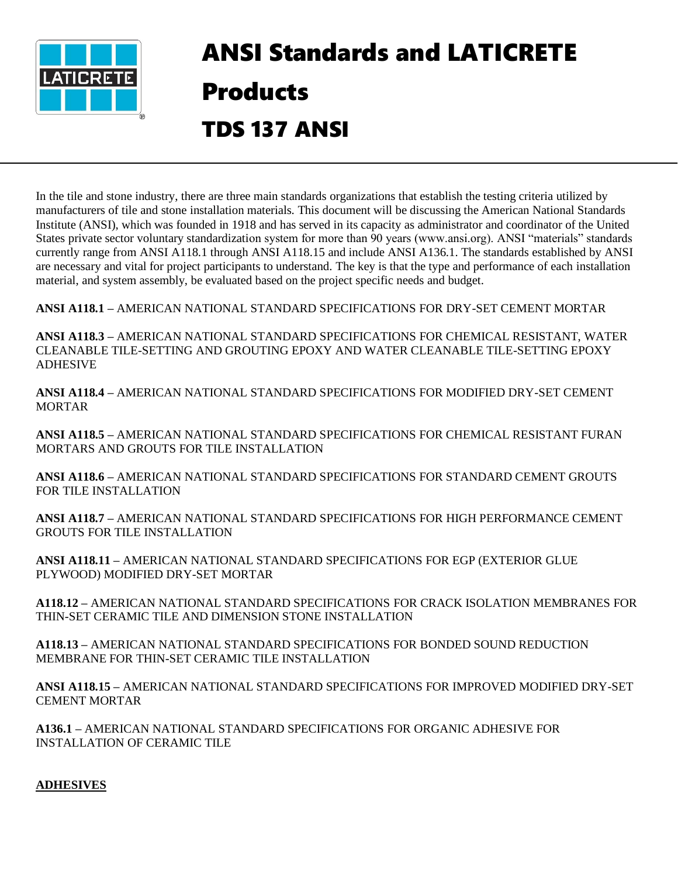# ANSI Standards and LATICRETE Products

# TDS 137 ANSI

In the tile and stone industry, there are three main standards organizations that establish the testing criteria utilized by manufacturers of tile and stone installation materials. This document will be discussing the American National Standards Institute (ANSI), which was founded in 1918 and has served in its capacity as administrator and coordinator of the United States private sector voluntary standardization system for more than 90 years (www.ansi.org). ANSI "materials" standards currently range from ANSI A118.1 through ANSI A118.15 and include ANSI A136.1. The standards established by ANSI are necessary and vital for project participants to understand. The key is that the type and performance of each installation material, and system assembly, be evaluated based on the project specific needs and budget.

**ANSI A118.1** – AMERICAN NATIONAL STANDARD SPECIFICATIONS FOR DRY-SET CEMENT MORTAR

**ANSI A118.3** – AMERICAN NATIONAL STANDARD SPECIFICATIONS FOR CHEMICAL RESISTANT, WATER CLEANABLE TILE-SETTING AND GROUTING EPOXY AND WATER CLEANABLE TILE-SETTING EPOXY ADHESIVE

**ANSI A118.4** – AMERICAN NATIONAL STANDARD SPECIFICATIONS FOR MODIFIED DRY-SET CEMENT MORTAR

**ANSI A118.5** – AMERICAN NATIONAL STANDARD SPECIFICATIONS FOR CHEMICAL RESISTANT FURAN MORTARS AND GROUTS FOR TILE INSTALLATION

**ANSI A118.6** – AMERICAN NATIONAL STANDARD SPECIFICATIONS FOR STANDARD CEMENT GROUTS FOR TILE INSTALLATION

**ANSI A118.7** – AMERICAN NATIONAL STANDARD SPECIFICATIONS FOR HIGH PERFORMANCE CEMENT GROUTS FOR TILE INSTALLATION

**ANSI A118.11** – AMERICAN NATIONAL STANDARD SPECIFICATIONS FOR EGP (EXTERIOR GLUE PLYWOOD) MODIFIED DRY-SET MORTAR

**A118.12** – AMERICAN NATIONAL STANDARD SPECIFICATIONS FOR CRACK ISOLATION MEMBRANES FOR THIN-SET CERAMIC TILE AND DIMENSION STONE INSTALLATION

**A118.13** – AMERICAN NATIONAL STANDARD SPECIFICATIONS FOR BONDED SOUND REDUCTION MEMBRANE FOR THIN-SET CERAMIC TILE INSTALLATION

**ANSI A118.15** – AMERICAN NATIONAL STANDARD SPECIFICATIONS FOR IMPROVED MODIFIED DRY-SET CEMENT MORTAR

**A136.1** – AMERICAN NATIONAL STANDARD SPECIFICATIONS FOR ORGANIC ADHESIVE FOR INSTALLATION OF CERAMIC TILE

## ADHESIVES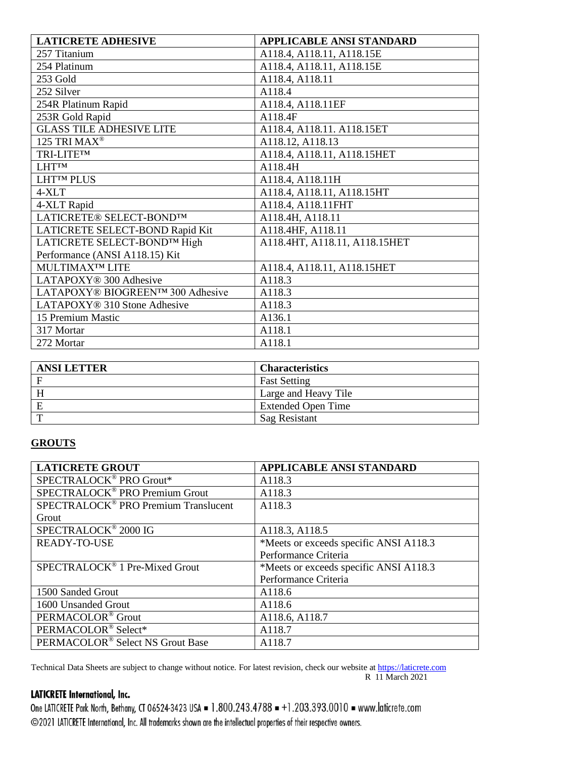| LATICRETE ADHESIVE | APPLICABLE ANSI STANDARD |
|---|---|
| 257 Titanium | A118.4, A118.11, A118.15E |
| 254 Platinum | A118.4, A118.11, A118.15E |
| 253 Gold | A118.4, A118.11 |
| 252 Silver | A118.4 |
| 254R Platinum Rapid | A118.4, A118.11EF |
| 253R Gold Rapid | A118.4F |
| GLASS TILE ADHESIVE LITE | A118.4, A118.11. A118.15ET |
| 125 TRI MAX® | A118.12, A118.13 |
| TRI-LITE™ | A118.4, A118.11, A118.15HET |
| LHT™ | A118.4H |
| LHT™ PLUS | A118.4, A118.11H |
| 4-XLT | A118.4, A118.11, A118.15HT |
| 4-XLT Rapid | A118.4, A118.11FHT |
| LATICRETE® SELECT-BOND™ | A118.4H, A118.11 |
| LATICRETE SELECT-BOND Rapid Kit | A118.4HF, A118.11 |
| LATICRETE SELECT-BOND™ High Performance (ANSI A118.15) Kit | A118.4HT, A118.11, A118.15HET |
| MULTIMAX™ LITE | A118.4, A118.11, A118.15HET |
| LATAPOXY® 300 Adhesive | A118.3 |
| LATAPOXY® BIOGREEN™ 300 Adhesive | A118.3 |
| LATAPOXY® 310 Stone Adhesive | A118.3 |
| 15 Premium Mastic | A136.1 |
| 317 Mortar | A118.1 |
| 272 Mortar | A118.1 |

| ANSI LETTER | Characteristics |
|---|---|
| F | Fast Setting |
| H | Large and Heavy Tile |
| E | Extended Open Time |
| T | Sag Resistant |

## GROUTS

| LATICRETE GROUT | APPLICABLE ANSI STANDARD |
|---|---|
| SPECTRALOCK® PRO Grout* | A118.3 |
| SPECTRALOCK® PRO Premium Grout | A118.3 |
| SPECTRALOCK® PRO Premium Translucent Grout | A118.3 |
| SPECTRALOCK® 2000 IG | A118.3, A118.5 |
| READY-TO-USE | *Meets or exceeds specific ANSI A118.3 Performance Criteria |
| SPECTRALOCK® 1 Pre-Mixed Grout | *Meets or exceeds specific ANSI A118.3 Performance Criteria |
| 1500 Sanded Grout | A118.6 |
| 1600 Unsanded Grout | A118.6 |
| PERMACOLOR® Grout | A118.6, A118.7 |
| PERMACOLOR® Select* | A118.7 |
| PERMACOLOR® Select NS Grout Base | A118.7 |

Technical Data Sheets are subject to change without notice. For latest revision, check our website at https://laticrete.com

R 11 March 2021

**LATICRETE International, Inc.**

One LATICRETE Park North, Bethany, CT 06524-3423 USA ▪ 1.800.243.4788 ▪ +1.203.393.0010 ▪ www.laticrete.com

©2021 LATICRETE International, Inc. All trademarks shown are the intellectual properties of their respective owners.